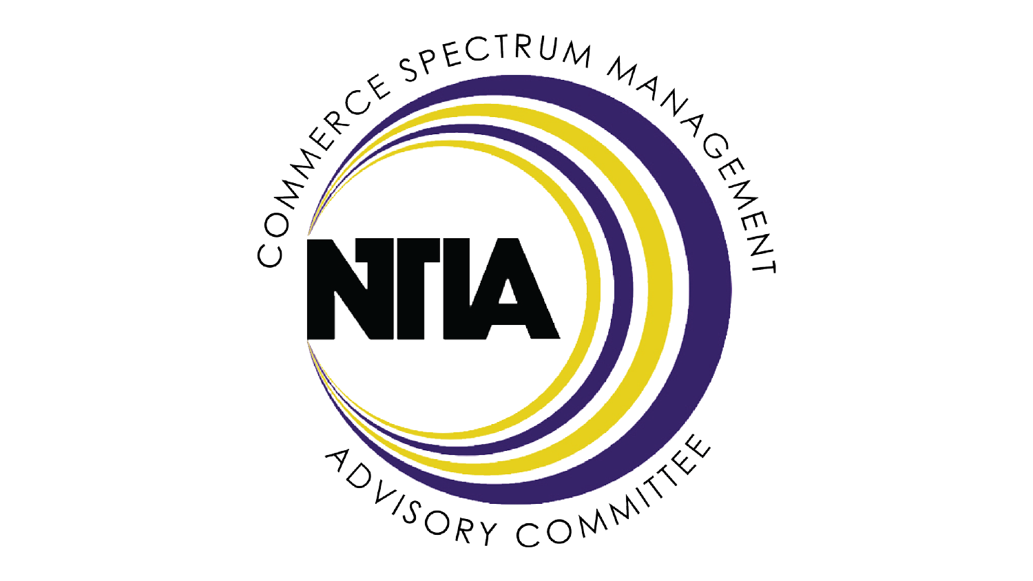# COMMERCE SPECTRUM MANAGEMENT ADVISORY COMMITTEE

NTIA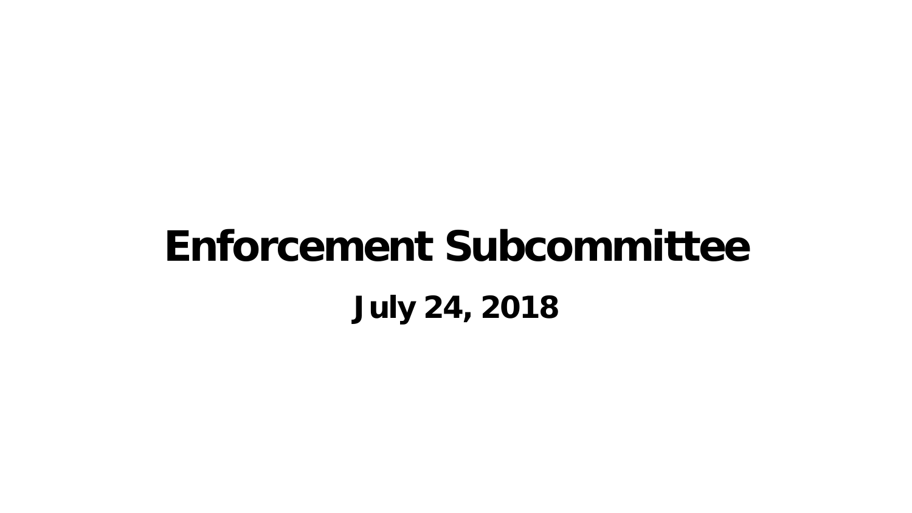# Enforcement Subcommittee

**July 24, 2018**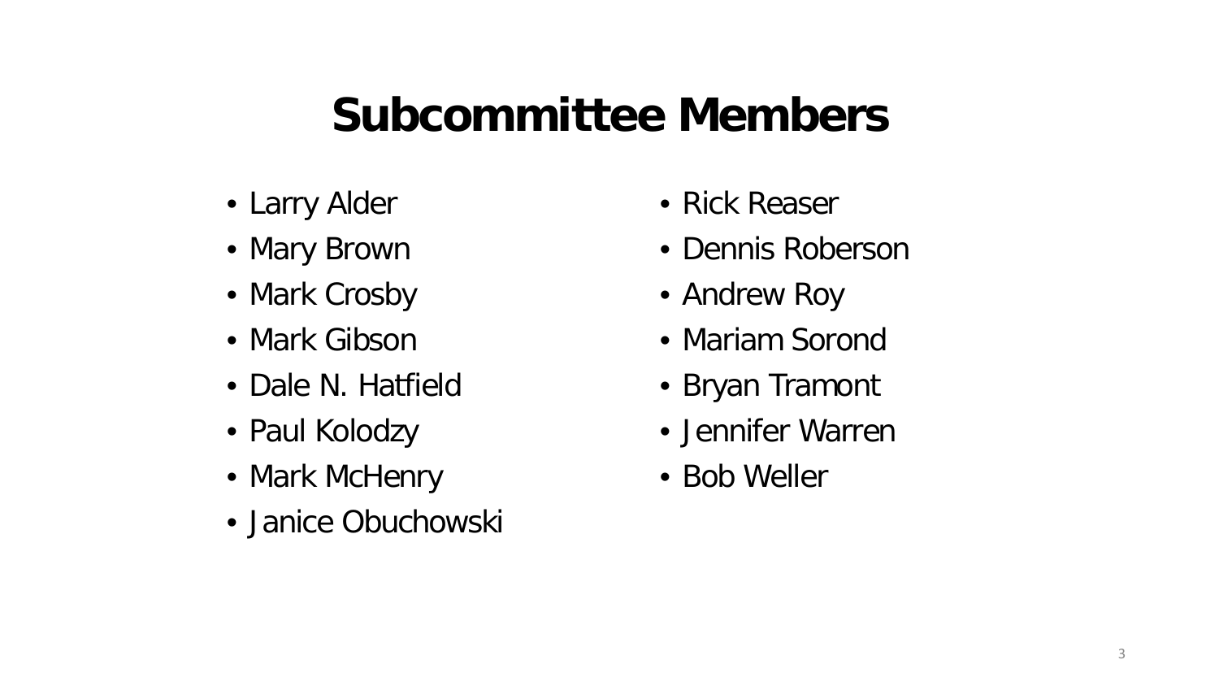# Subcommittee Members

- Larry Alder
- Mary Brown
- Mark Crosby
- Mark Gibson
- Dale N. Hatfield
- Paul Kolodzy
- Mark McHenry
- Janice Obuchowski
- Rick Reaser
- Dennis Roberson
- Andrew Roy
- Mariam Sorond
- Bryan Tramont
- Jennifer Warren
- Bob Weller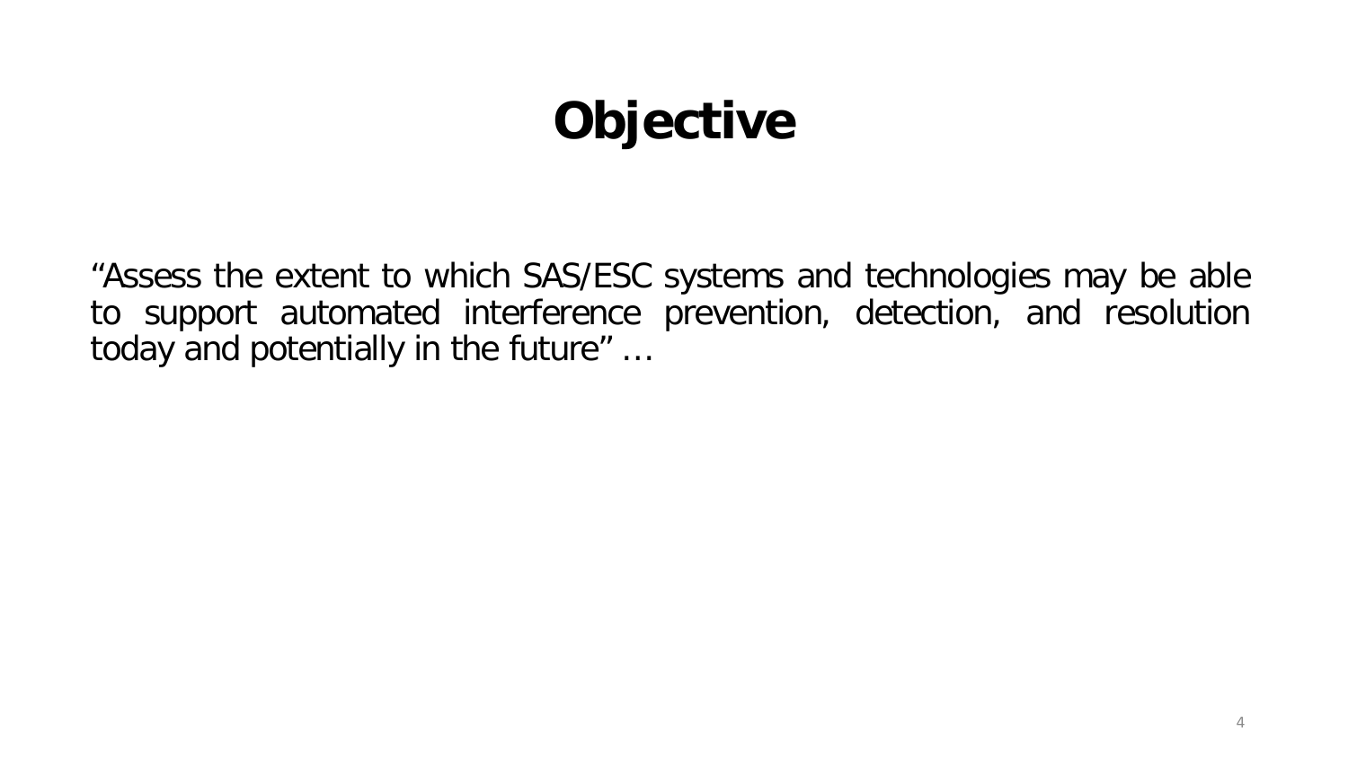# Objective

"Assess the extent to which SAS/ESC systems and technologies may be able to support automated interference prevention, detection, and resolution today and potentially in the future" …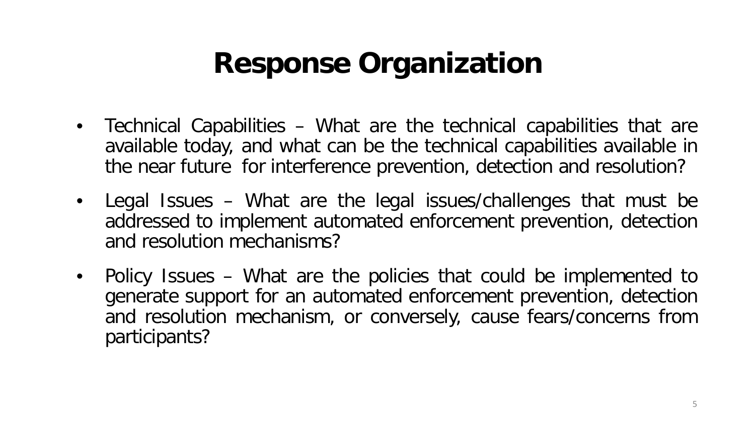# Response Organization

- Technical Capabilities – What are the technical capabilities that are available today, and what can be the technical capabilities available in the near future for interference prevention, detection and resolution?
- Legal Issues – What are the legal issues/challenges that must be addressed to implement automated enforcement prevention, detection and resolution mechanisms?
- Policy Issues – What are the policies that could be implemented to generate support for an automated enforcement prevention, detection and resolution mechanism, or conversely, cause fears/concerns from participants?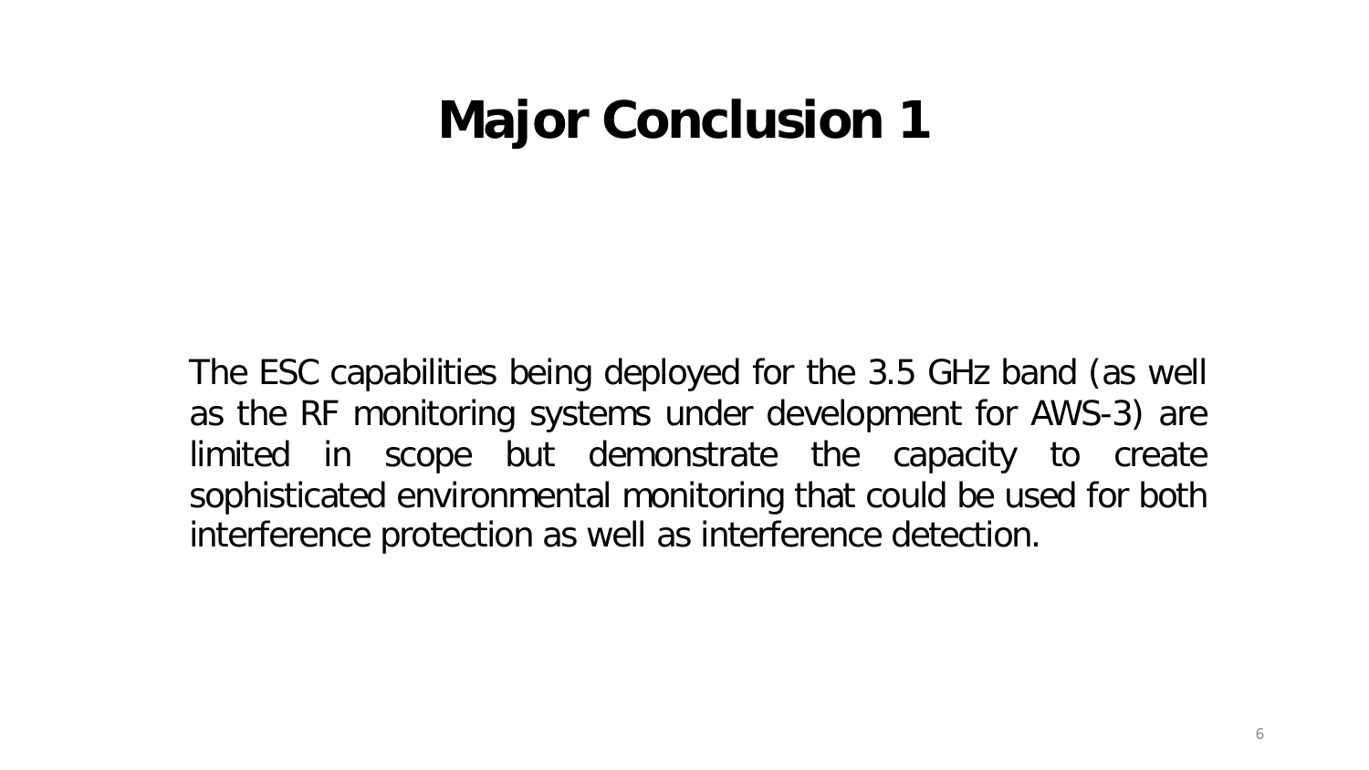# Major Conclusion 1

The ESC capabilities being deployed for the 3.5 GHz band (as well as the RF monitoring systems under development for AWS-3) are limited in scope but demonstrate the capacity to create sophisticated environmental monitoring that could be used for both interference protection as well as interference detection.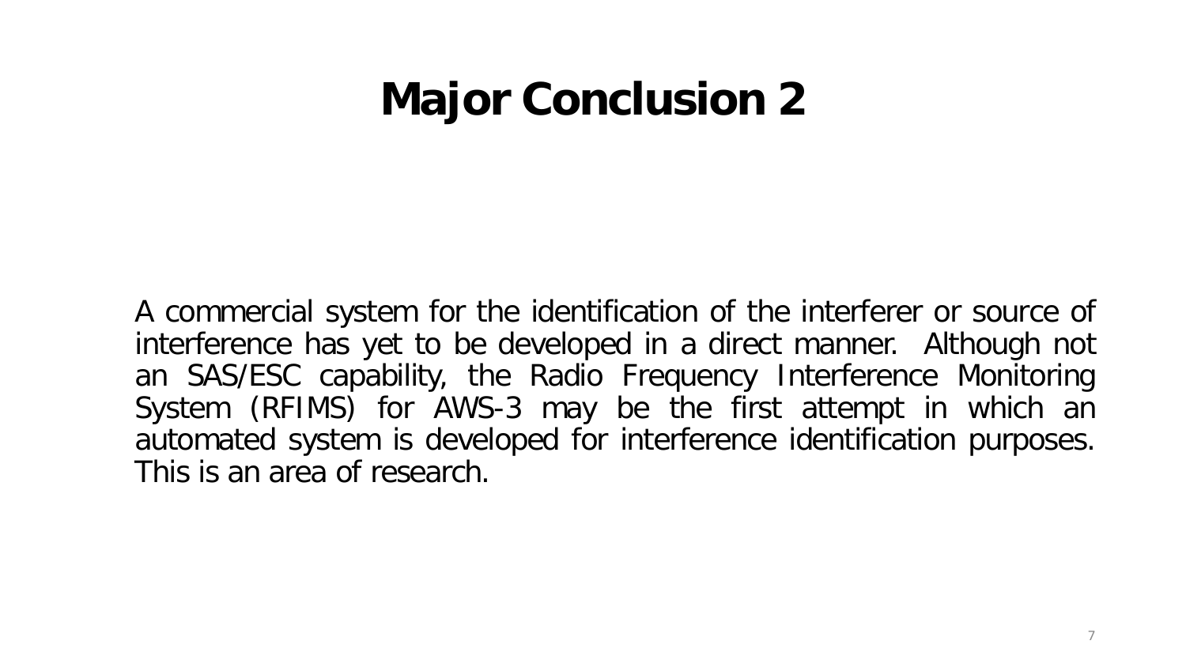# Major Conclusion 2

A commercial system for the identification of the interferer or source of interference has yet to be developed in a direct manner. Although not an SAS/ESC capability, the Radio Frequency Interference Monitoring System (RFIMS) for AWS-3 may be the first attempt in which an automated system is developed for interference identification purposes. This is an area of research.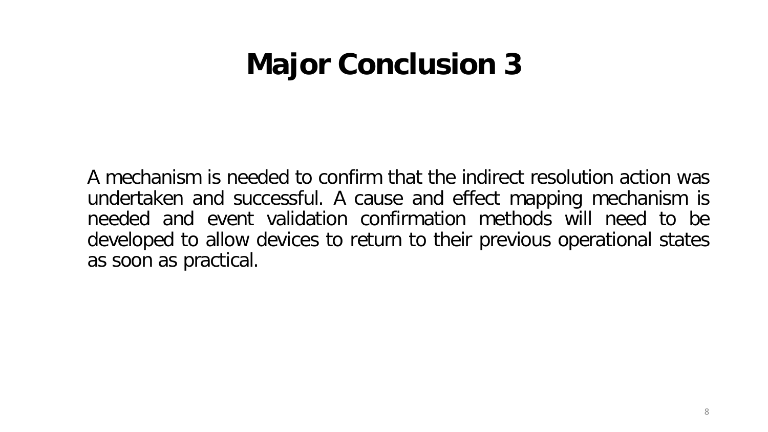# Major Conclusion 3

A mechanism is needed to confirm that the indirect resolution action was undertaken and successful. A cause and effect mapping mechanism is needed and event validation confirmation methods will need to be developed to allow devices to return to their previous operational states as soon as practical.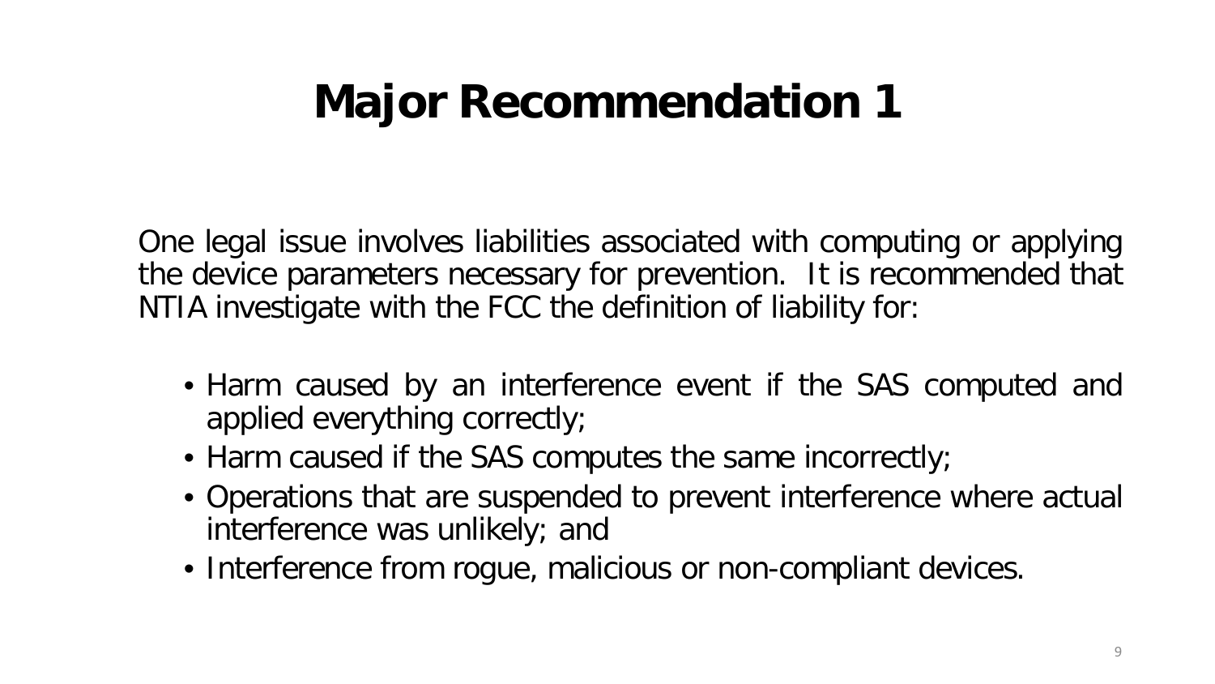# Major Recommendation 1

One legal issue involves liabilities associated with computing or applying the device parameters necessary for prevention. It is recommended that NTIA investigate with the FCC the definition of liability for:

- Harm caused by an interference event if the SAS computed and applied everything correctly;
- Harm caused if the SAS computes the same incorrectly;
- Operations that are suspended to prevent interference where actual interference was unlikely; and
- Interference from rogue, malicious or non-compliant devices.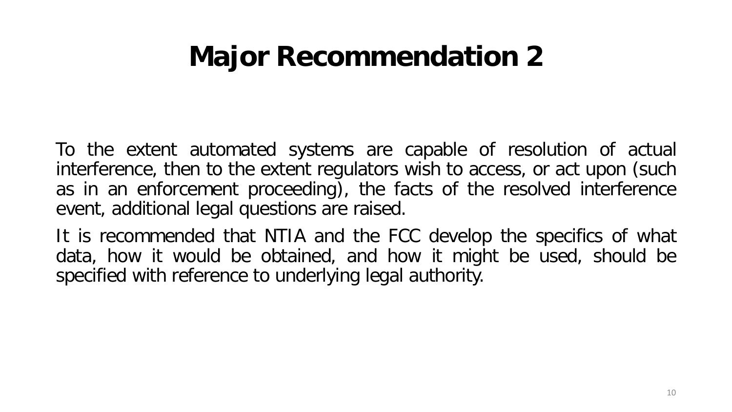# Major Recommendation 2

To the extent automated systems are capable of resolution of actual interference, then to the extent regulators wish to access, or act upon (such as in an enforcement proceeding), the facts of the resolved interference event, additional legal questions are raised.

It is recommended that NTIA and the FCC develop the specifics of what data, how it would be obtained, and how it might be used, should be specified with reference to underlying legal authority.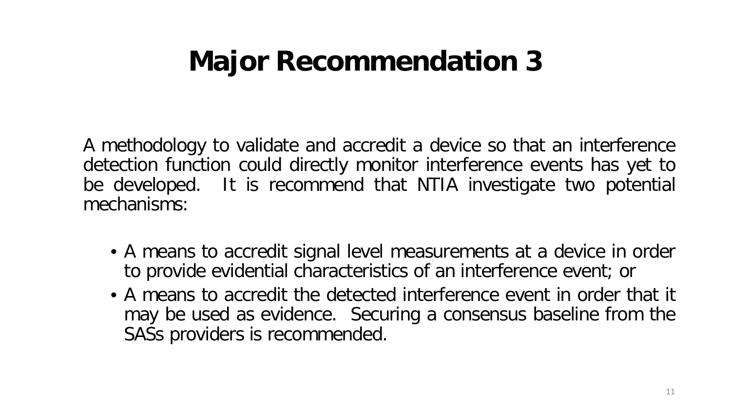# Major Recommendation 3

A methodology to validate and accredit a device so that an interference detection function could directly monitor interference events has yet to be developed. It is recommend that NTIA investigate two potential mechanisms:

- A means to accredit signal level measurements at a device in order to provide evidential characteristics of an interference event; or
- A means to accredit the detected interference event in order that it may be used as evidence. Securing a consensus baseline from the SASs providers is recommended.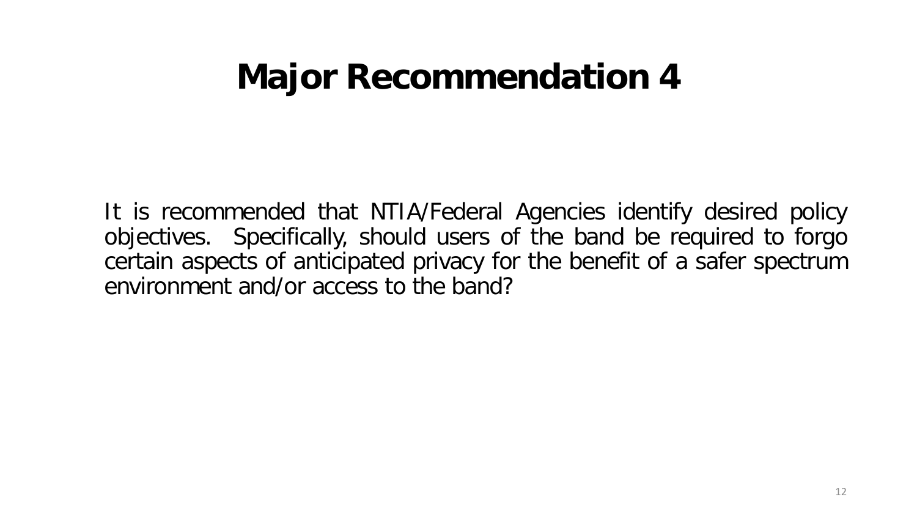# Major Recommendation 4

It is recommended that NTIA/Federal Agencies identify desired policy objectives. Specifically, should users of the band be required to forgo certain aspects of anticipated privacy for the benefit of a safer spectrum environment and/or access to the band?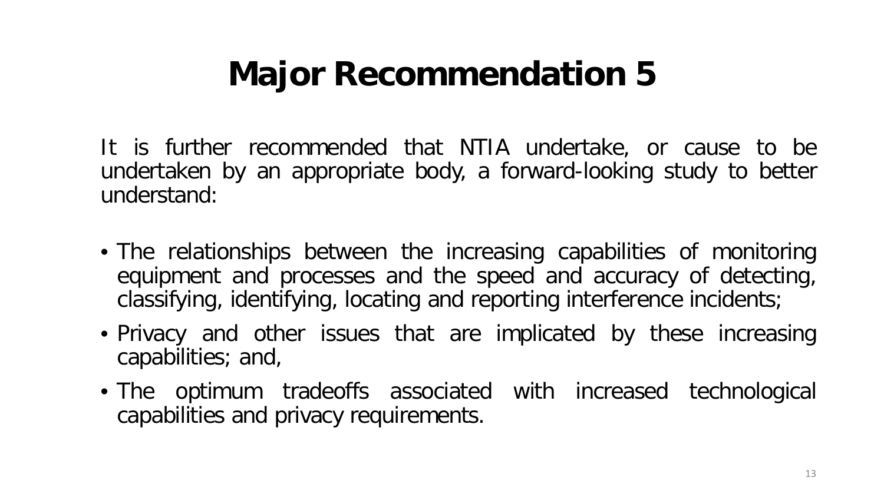# Major Recommendation 5

It is further recommended that NTIA undertake, or cause to be undertaken by an appropriate body, a forward-looking study to better understand:

- The relationships between the increasing capabilities of monitoring equipment and processes and the speed and accuracy of detecting, classifying, identifying, locating and reporting interference incidents;
- Privacy and other issues that are implicated by these increasing capabilities; and,
- The optimum tradeoffs associated with increased technological capabilities and privacy requirements.